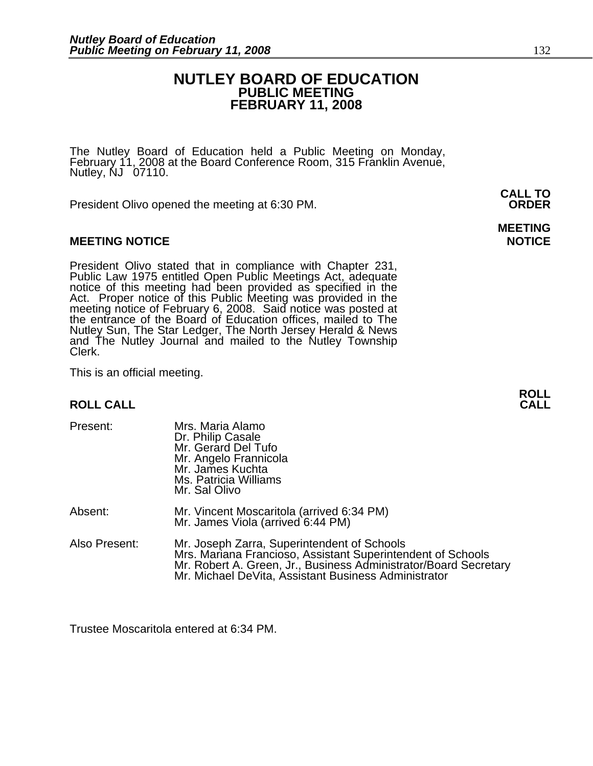# NUTLEY BOARD OF EDUCATION
## PUBLIC MEETING
## FEBRUARY 11, 2008

The Nutley Board of Education held a Public Meeting on Monday, February 11, 2008 at the Board Conference Room, 315 Franklin Avenue, Nutley, NJ 07110.

**CALL TO ORDER**

President Olivo opened the meeting at 6:30 PM.

**MEETING NOTICE**

President Olivo stated that in compliance with Chapter 231, Public Law 1975 entitled Open Public Meetings Act, adequate notice of this meeting had been provided as specified in the Act. Proper notice of this Public Meeting was provided in the meeting notice of February 6, 2008. Said notice was posted at the entrance of the Board of Education offices, mailed to The Nutley Sun, The Star Ledger, The North Jersey Herald & News and The Nutley Journal and mailed to the Nutley Township Clerk.

This is an official meeting.

**ROLL CALL**

Present:
- Mrs. Maria Alamo
- Dr. Philip Casale
- Mr. Gerard Del Tufo
- Mr. Angelo Frannicola
- Mr. James Kuchta
- Ms. Patricia Williams
- Mr. Sal Olivo

Absent:
- Mr. Vincent Moscaritola (arrived 6:34 PM)
- Mr. James Viola (arrived 6:44 PM)

Also Present:
- Mr. Joseph Zarra, Superintendent of Schools
- Mrs. Mariana Francioso, Assistant Superintendent of Schools
- Mr. Robert A. Green, Jr., Business Administrator/Board Secretary
- Mr. Michael DeVita, Assistant Business Administrator

Trustee Moscaritola entered at 6:34 PM.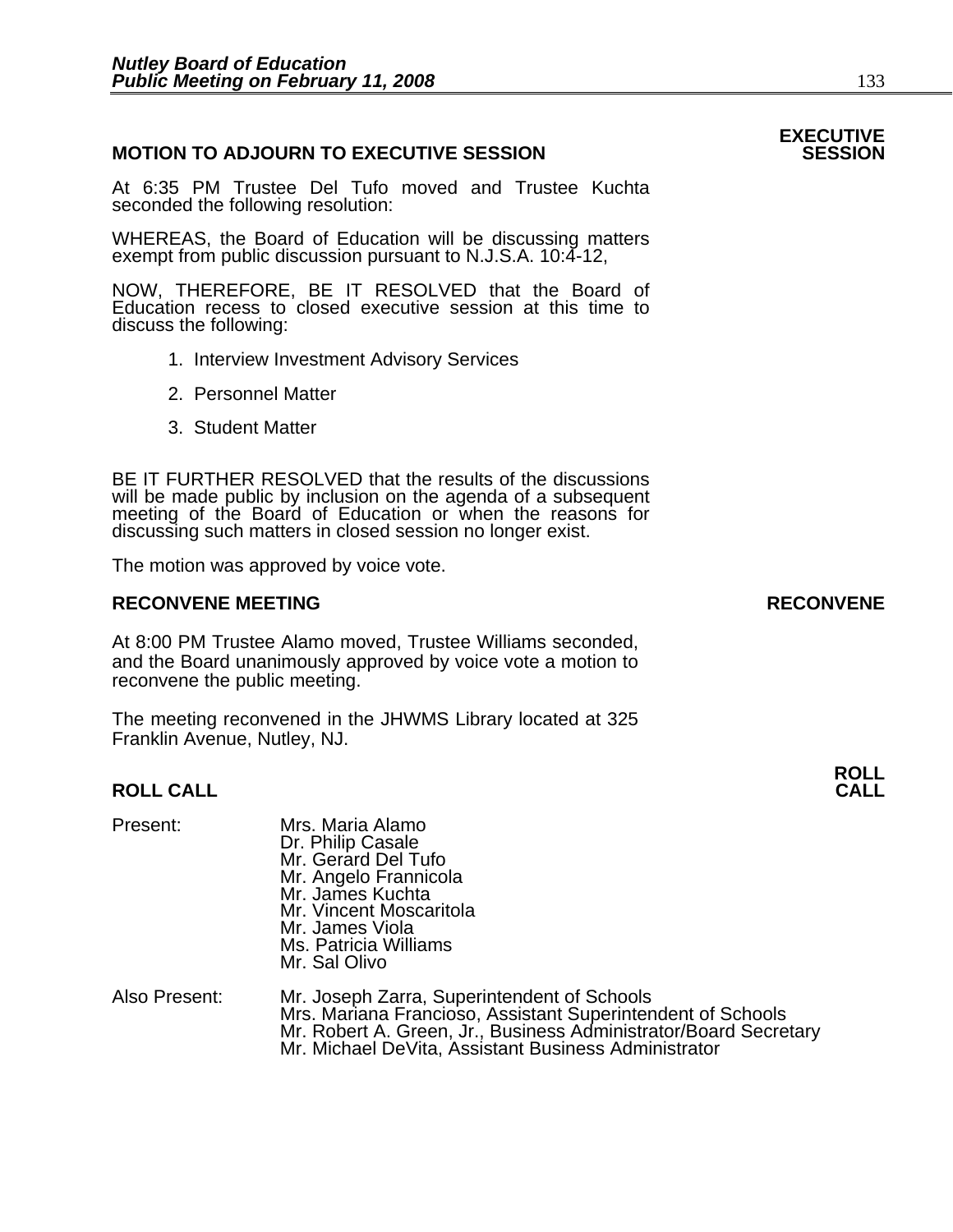## MOTION TO ADJOURN TO EXECUTIVE SESSION

**EXECUTIVE SESSION**

At 6:35 PM Trustee Del Tufo moved and Trustee Kuchta seconded the following resolution:

WHEREAS, the Board of Education will be discussing matters exempt from public discussion pursuant to N.J.S.A. 10:4-12,

NOW, THEREFORE, BE IT RESOLVED that the Board of Education recess to closed executive session at this time to discuss the following:

1. Interview Investment Advisory Services
2. Personnel Matter
3. Student Matter

BE IT FURTHER RESOLVED that the results of the discussions will be made public by inclusion on the agenda of a subsequent meeting of the Board of Education or when the reasons for discussing such matters in closed session no longer exist.

The motion was approved by voice vote.

## RECONVENE MEETING

**RECONVENE**

At 8:00 PM Trustee Alamo moved, Trustee Williams seconded, and the Board unanimously approved by voice vote a motion to reconvene the public meeting.

The meeting reconvened in the JHWMS Library located at 325 Franklin Avenue, Nutley, NJ.

## ROLL CALL

**ROLL CALL**

Present:

Mrs. Maria Alamo
Dr. Philip Casale
Mr. Gerard Del Tufo
Mr. Angelo Frannicola
Mr. James Kuchta
Mr. Vincent Moscaritola
Mr. James Viola
Ms. Patricia Williams
Mr. Sal Olivo

Also Present:

Mr. Joseph Zarra, Superintendent of Schools
Mrs. Mariana Francioso, Assistant Superintendent of Schools
Mr. Robert A. Green, Jr., Business Administrator/Board Secretary
Mr. Michael DeVita, Assistant Business Administrator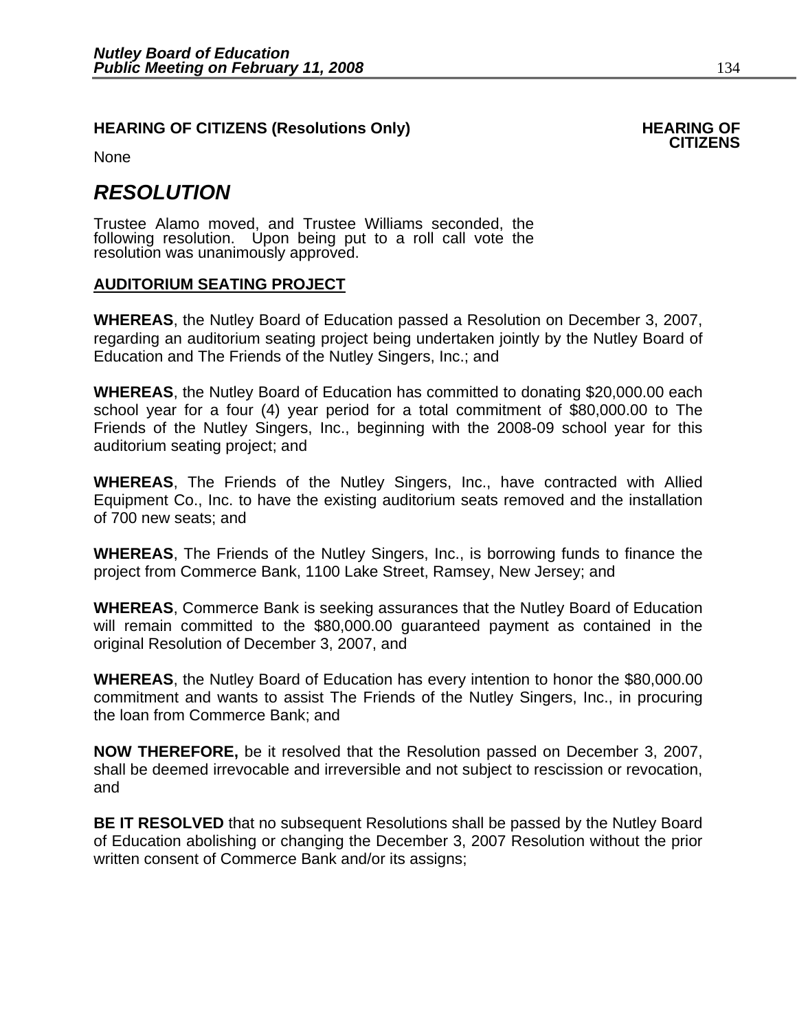**HEARING OF CITIZENS (Resolutions Only)** **HEARING OF CITIZENS**

None

# *RESOLUTION*

Trustee Alamo moved, and Trustee Williams seconded, the following resolution. Upon being put to a roll call vote the resolution was unanimously approved.

**AUDITORIUM SEATING PROJECT**

**WHEREAS**, the Nutley Board of Education passed a Resolution on December 3, 2007, regarding an auditorium seating project being undertaken jointly by the Nutley Board of Education and The Friends of the Nutley Singers, Inc.; and

**WHEREAS**, the Nutley Board of Education has committed to donating $20,000.00 each school year for a four (4) year period for a total commitment of $80,000.00 to The Friends of the Nutley Singers, Inc., beginning with the 2008-09 school year for this auditorium seating project; and

**WHEREAS**, The Friends of the Nutley Singers, Inc., have contracted with Allied Equipment Co., Inc. to have the existing auditorium seats removed and the installation of 700 new seats; and

**WHEREAS**, The Friends of the Nutley Singers, Inc., is borrowing funds to finance the project from Commerce Bank, 1100 Lake Street, Ramsey, New Jersey; and

**WHEREAS**, Commerce Bank is seeking assurances that the Nutley Board of Education will remain committed to the $80,000.00 guaranteed payment as contained in the original Resolution of December 3, 2007, and

**WHEREAS**, the Nutley Board of Education has every intention to honor the $80,000.00 commitment and wants to assist The Friends of the Nutley Singers, Inc., in procuring the loan from Commerce Bank; and

**NOW THEREFORE,** be it resolved that the Resolution passed on December 3, 2007, shall be deemed irrevocable and irreversible and not subject to rescission or revocation, and

**BE IT RESOLVED** that no subsequent Resolutions shall be passed by the Nutley Board of Education abolishing or changing the December 3, 2007 Resolution without the prior written consent of Commerce Bank and/or its assigns;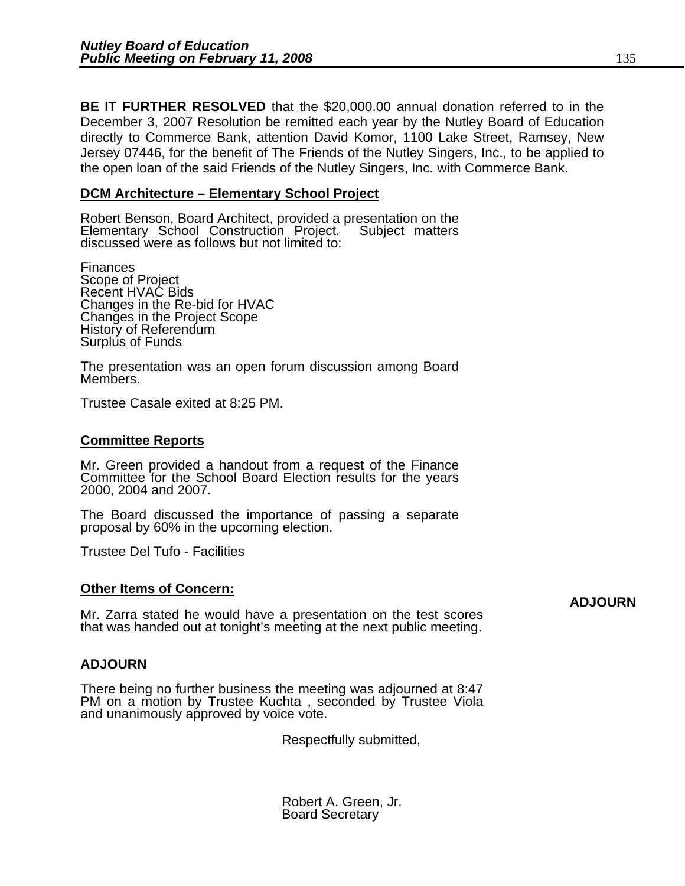**BE IT FURTHER RESOLVED** that the $20,000.00 annual donation referred to in the December 3, 2007 Resolution be remitted each year by the Nutley Board of Education directly to Commerce Bank, attention David Komor, 1100 Lake Street, Ramsey, New Jersey 07446, for the benefit of The Friends of the Nutley Singers, Inc., to be applied to the open loan of the said Friends of the Nutley Singers, Inc. with Commerce Bank.

**DCM Architecture – Elementary School Project**

Robert Benson, Board Architect, provided a presentation on the Elementary School Construction Project. Subject matters discussed were as follows but not limited to:

Finances
Scope of Project
Recent HVAC Bids
Changes in the Re-bid for HVAC
Changes in the Project Scope
History of Referendum
Surplus of Funds

The presentation was an open forum discussion among Board Members.

Trustee Casale exited at 8:25 PM.

**Committee Reports**

Mr. Green provided a handout from a request of the Finance Committee for the School Board Election results for the years 2000, 2004 and 2007.

The Board discussed the importance of passing a separate proposal by 60% in the upcoming election.

Trustee Del Tufo - Facilities

**Other Items of Concern:**

Mr. Zarra stated he would have a presentation on the test scores that was handed out at tonight's meeting at the next public meeting.

**ADJOURN**

**ADJOURN**

There being no further business the meeting was adjourned at 8:47 PM on a motion by Trustee Kuchta , seconded by Trustee Viola and unanimously approved by voice vote.

Respectfully submitted,

Robert A. Green, Jr.
Board Secretary